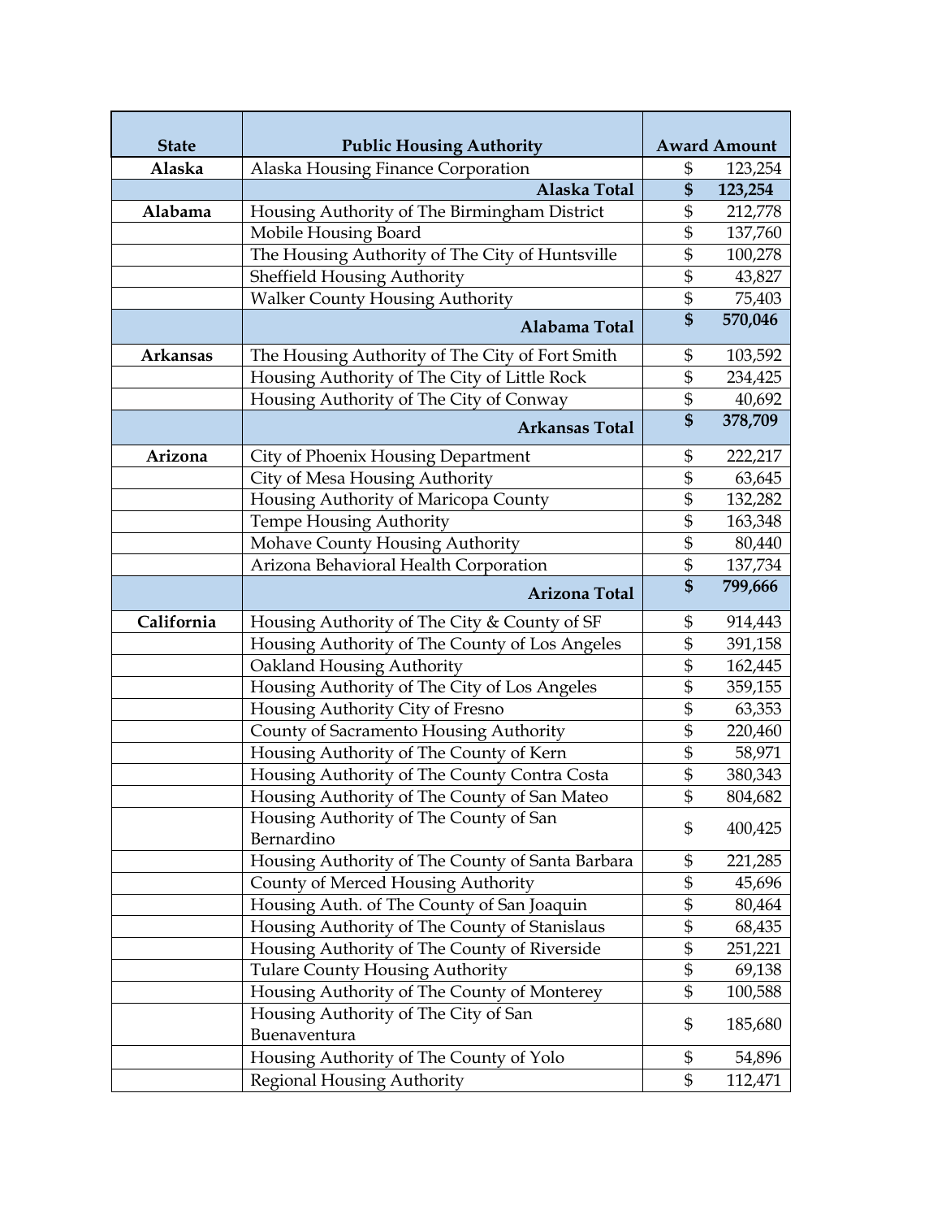| State | Public Housing Authority | Award Amount |
|---|---|---|
| **Alaska** | Alaska Housing Finance Corporation | $ 123,254 |
| | **Alaska Total** | **$ 123,254** |
| **Alabama** | Housing Authority of The Birmingham District | $ 212,778 |
| | Mobile Housing Board | $ 137,760 |
| | The Housing Authority of The City of Huntsville | $ 100,278 |
| | Sheffield Housing Authority | $ 43,827 |
| | Walker County Housing Authority | $ 75,403 |
| | **Alabama Total** | **$ 570,046** |
| **Arkansas** | The Housing Authority of The City of Fort Smith | $ 103,592 |
| | Housing Authority of The City of Little Rock | $ 234,425 |
| | Housing Authority of The City of Conway | $ 40,692 |
| | **Arkansas Total** | **$ 378,709** |
| **Arizona** | City of Phoenix Housing Department | $ 222,217 |
| | City of Mesa Housing Authority | $ 63,645 |
| | Housing Authority of Maricopa County | $ 132,282 |
| | Tempe Housing Authority | $ 163,348 |
| | Mohave County Housing Authority | $ 80,440 |
| | Arizona Behavioral Health Corporation | $ 137,734 |
| | **Arizona Total** | **$ 799,666** |
| **California** | Housing Authority of The City & County of SF | $ 914,443 |
| | Housing Authority of The County of Los Angeles | $ 391,158 |
| | Oakland Housing Authority | $ 162,445 |
| | Housing Authority of The City of Los Angeles | $ 359,155 |
| | Housing Authority City of Fresno | $ 63,353 |
| | County of Sacramento Housing Authority | $ 220,460 |
| | Housing Authority of The County of Kern | $ 58,971 |
| | Housing Authority of The County Contra Costa | $ 380,343 |
| | Housing Authority of The County of San Mateo | $ 804,682 |
| | Housing Authority of The County of San Bernardino | $ 400,425 |
| | Housing Authority of The County of Santa Barbara | $ 221,285 |
| | County of Merced Housing Authority | $ 45,696 |
| | Housing Auth. of The County of San Joaquin | $ 80,464 |
| | Housing Authority of The County of Stanislaus | $ 68,435 |
| | Housing Authority of The County of Riverside | $ 251,221 |
| | Tulare County Housing Authority | $ 69,138 |
| | Housing Authority of The County of Monterey | $ 100,588 |
| | Housing Authority of The City of San Buenaventura | $ 185,680 |
| | Housing Authority of The County of Yolo | $ 54,896 |
| | Regional Housing Authority | $ 112,471 |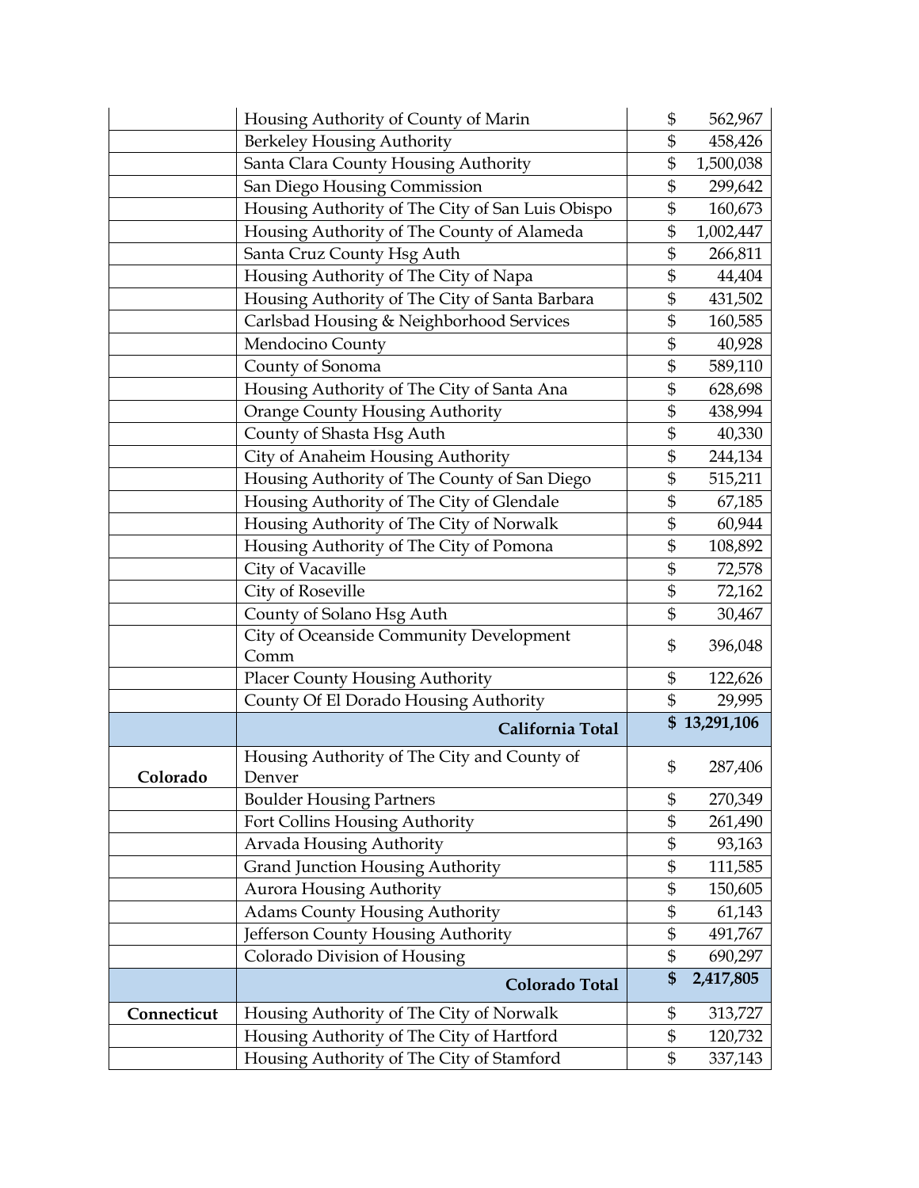| | | |
|---|---|---|
| | Housing Authority of County of Marin | $ 562,967 |
| | Berkeley Housing Authority | $ 458,426 |
| | Santa Clara County Housing Authority | $ 1,500,038 |
| | San Diego Housing Commission | $ 299,642 |
| | Housing Authority of The City of San Luis Obispo | $ 160,673 |
| | Housing Authority of The County of Alameda | $ 1,002,447 |
| | Santa Cruz County Hsg Auth | $ 266,811 |
| | Housing Authority of The City of Napa | $ 44,404 |
| | Housing Authority of The City of Santa Barbara | $ 431,502 |
| | Carlsbad Housing & Neighborhood Services | $ 160,585 |
| | Mendocino County | $ 40,928 |
| | County of Sonoma | $ 589,110 |
| | Housing Authority of The City of Santa Ana | $ 628,698 |
| | Orange County Housing Authority | $ 438,994 |
| | County of Shasta Hsg Auth | $ 40,330 |
| | City of Anaheim Housing Authority | $ 244,134 |
| | Housing Authority of The County of San Diego | $ 515,211 |
| | Housing Authority of The City of Glendale | $ 67,185 |
| | Housing Authority of The City of Norwalk | $ 60,944 |
| | Housing Authority of The City of Pomona | $ 108,892 |
| | City of Vacaville | $ 72,578 |
| | City of Roseville | $ 72,162 |
| | County of Solano Hsg Auth | $ 30,467 |
| | City of Oceanside Community Development Comm | $ 396,048 |
| | Placer County Housing Authority | $ 122,626 |
| | County Of El Dorado Housing Authority | $ 29,995 |
| | **California Total** | **$ 13,291,106** |
| **Colorado** | Housing Authority of The City and County of Denver | $ 287,406 |
| | Boulder Housing Partners | $ 270,349 |
| | Fort Collins Housing Authority | $ 261,490 |
| | Arvada Housing Authority | $ 93,163 |
| | Grand Junction Housing Authority | $ 111,585 |
| | Aurora Housing Authority | $ 150,605 |
| | Adams County Housing Authority | $ 61,143 |
| | Jefferson County Housing Authority | $ 491,767 |
| | Colorado Division of Housing | $ 690,297 |
| | **Colorado Total** | **$ 2,417,805** |
| **Connecticut** | Housing Authority of The City of Norwalk | $ 313,727 |
| | Housing Authority of The City of Hartford | $ 120,732 |
| | Housing Authority of The City of Stamford | $ 337,143 |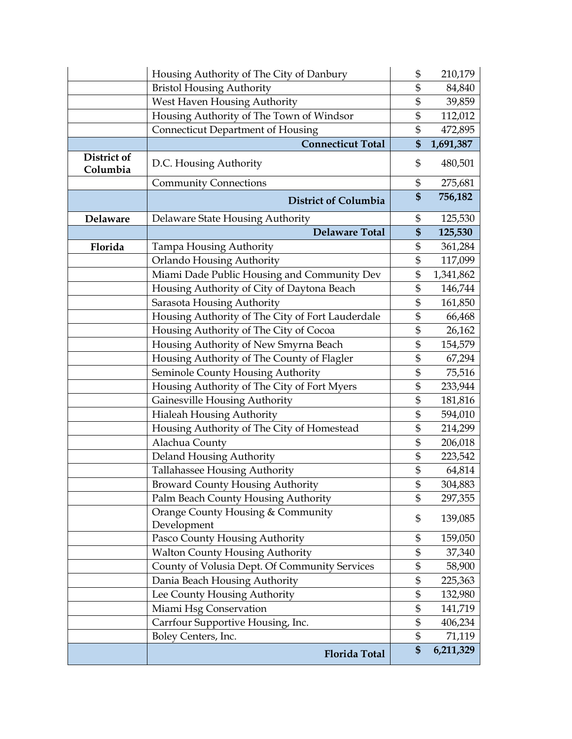| | | | |
|---|---|---|---|
| | Housing Authority of The City of Danbury | $ | 210,179 |
| | Bristol Housing Authority | $ | 84,840 |
| | West Haven Housing Authority | $ | 39,859 |
| | Housing Authority of The Town of Windsor | $ | 112,012 |
| | Connecticut Department of Housing | $ | 472,895 |
| | **Connecticut Total** | **$** | **1,691,387** |
| **District of Columbia** | D.C. Housing Authority | $ | 480,501 |
| | Community Connections | $ | 275,681 |
| | **District of Columbia** | **$** | **756,182** |
| **Delaware** | Delaware State Housing Authority | $ | 125,530 |
| | **Delaware Total** | **$** | **125,530** |
| **Florida** | Tampa Housing Authority | $ | 361,284 |
| | Orlando Housing Authority | $ | 117,099 |
| | Miami Dade Public Housing and Community Dev | $ | 1,341,862 |
| | Housing Authority of City of Daytona Beach | $ | 146,744 |
| | Sarasota Housing Authority | $ | 161,850 |
| | Housing Authority of The City of Fort Lauderdale | $ | 66,468 |
| | Housing Authority of The City of Cocoa | $ | 26,162 |
| | Housing Authority of New Smyrna Beach | $ | 154,579 |
| | Housing Authority of The County of Flagler | $ | 67,294 |
| | Seminole County Housing Authority | $ | 75,516 |
| | Housing Authority of The City of Fort Myers | $ | 233,944 |
| | Gainesville Housing Authority | $ | 181,816 |
| | Hialeah Housing Authority | $ | 594,010 |
| | Housing Authority of The City of Homestead | $ | 214,299 |
| | Alachua County | $ | 206,018 |
| | Deland Housing Authority | $ | 223,542 |
| | Tallahassee Housing Authority | $ | 64,814 |
| | Broward County Housing Authority | $ | 304,883 |
| | Palm Beach County Housing Authority | $ | 297,355 |
| | Orange County Housing & Community Development | $ | 139,085 |
| | Pasco County Housing Authority | $ | 159,050 |
| | Walton County Housing Authority | $ | 37,340 |
| | County of Volusia Dept. Of Community Services | $ | 58,900 |
| | Dania Beach Housing Authority | $ | 225,363 |
| | Lee County Housing Authority | $ | 132,980 |
| | Miami Hsg Conservation | $ | 141,719 |
| | Carrfour Supportive Housing, Inc. | $ | 406,234 |
| | Boley Centers, Inc. | $ | 71,119 |
| | **Florida Total** | **$** | **6,211,329** |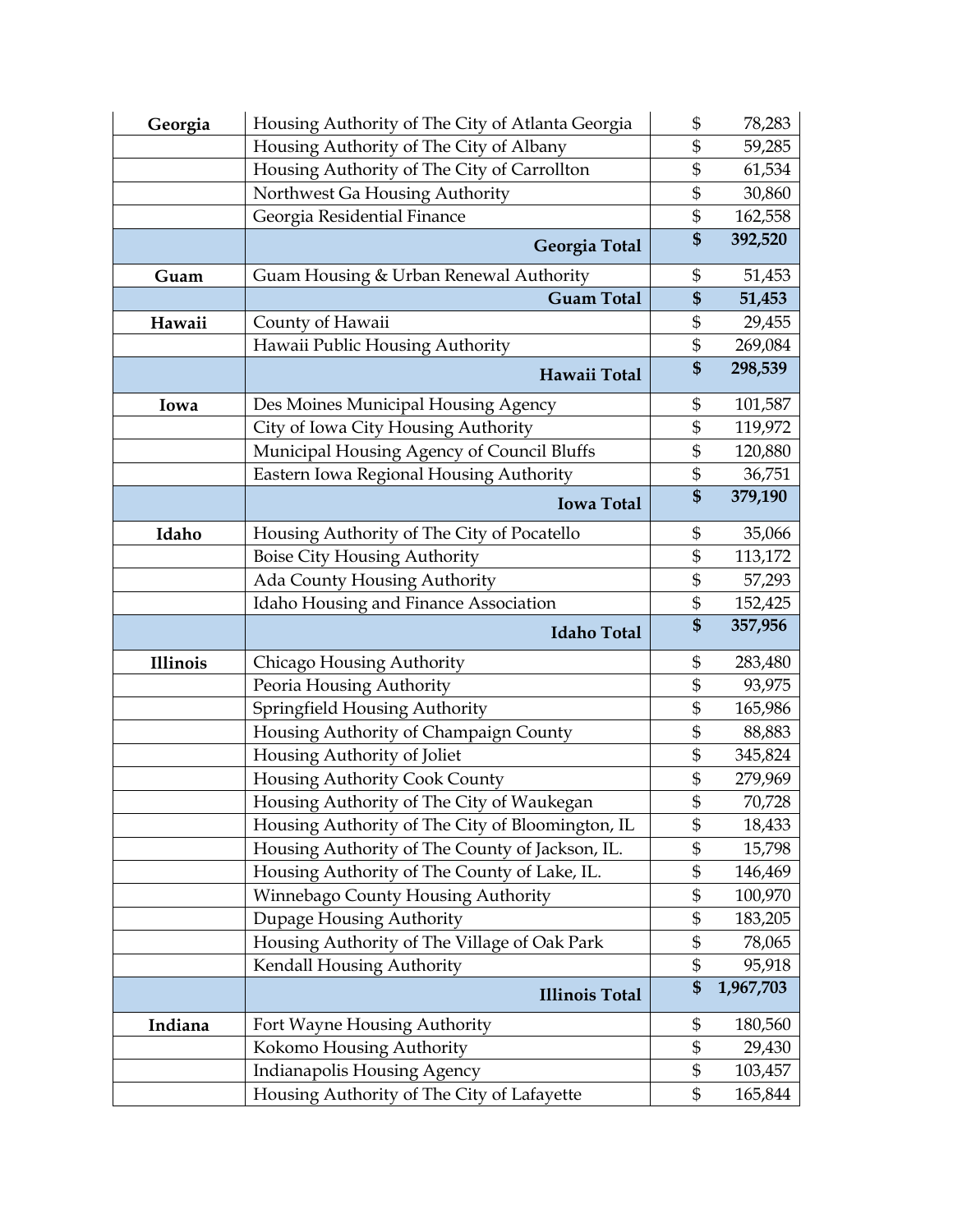| | | | |
|---|---|---|---|
| **Georgia** | Housing Authority of The City of Atlanta Georgia | $ | 78,283 |
| | Housing Authority of The City of Albany | $ | 59,285 |
| | Housing Authority of The City of Carrollton | $ | 61,534 |
| | Northwest Ga Housing Authority | $ | 30,860 |
| | Georgia Residential Finance | $ | 162,558 |
| | **Georgia Total** | **$** | **392,520** |
| **Guam** | Guam Housing & Urban Renewal Authority | $ | 51,453 |
| | **Guam Total** | **$** | **51,453** |
| **Hawaii** | County of Hawaii | $ | 29,455 |
| | Hawaii Public Housing Authority | $ | 269,084 |
| | **Hawaii Total** | **$** | **298,539** |
| **Iowa** | Des Moines Municipal Housing Agency | $ | 101,587 |
| | City of Iowa City Housing Authority | $ | 119,972 |
| | Municipal Housing Agency of Council Bluffs | $ | 120,880 |
| | Eastern Iowa Regional Housing Authority | $ | 36,751 |
| | **Iowa Total** | **$** | **379,190** |
| **Idaho** | Housing Authority of The City of Pocatello | $ | 35,066 |
| | Boise City Housing Authority | $ | 113,172 |
| | Ada County Housing Authority | $ | 57,293 |
| | Idaho Housing and Finance Association | $ | 152,425 |
| | **Idaho Total** | **$** | **357,956** |
| **Illinois** | Chicago Housing Authority | $ | 283,480 |
| | Peoria Housing Authority | $ | 93,975 |
| | Springfield Housing Authority | $ | 165,986 |
| | Housing Authority of Champaign County | $ | 88,883 |
| | Housing Authority of Joliet | $ | 345,824 |
| | Housing Authority Cook County | $ | 279,969 |
| | Housing Authority of The City of Waukegan | $ | 70,728 |
| | Housing Authority of The City of Bloomington, IL | $ | 18,433 |
| | Housing Authority of The County of Jackson, IL. | $ | 15,798 |
| | Housing Authority of The County of Lake, IL. | $ | 146,469 |
| | Winnebago County Housing Authority | $ | 100,970 |
| | Dupage Housing Authority | $ | 183,205 |
| | Housing Authority of The Village of Oak Park | $ | 78,065 |
| | Kendall Housing Authority | $ | 95,918 |
| | **Illinois Total** | **$** | **1,967,703** |
| **Indiana** | Fort Wayne Housing Authority | $ | 180,560 |
| | Kokomo Housing Authority | $ | 29,430 |
| | Indianapolis Housing Agency | $ | 103,457 |
| | Housing Authority of The City of Lafayette | $ | 165,844 |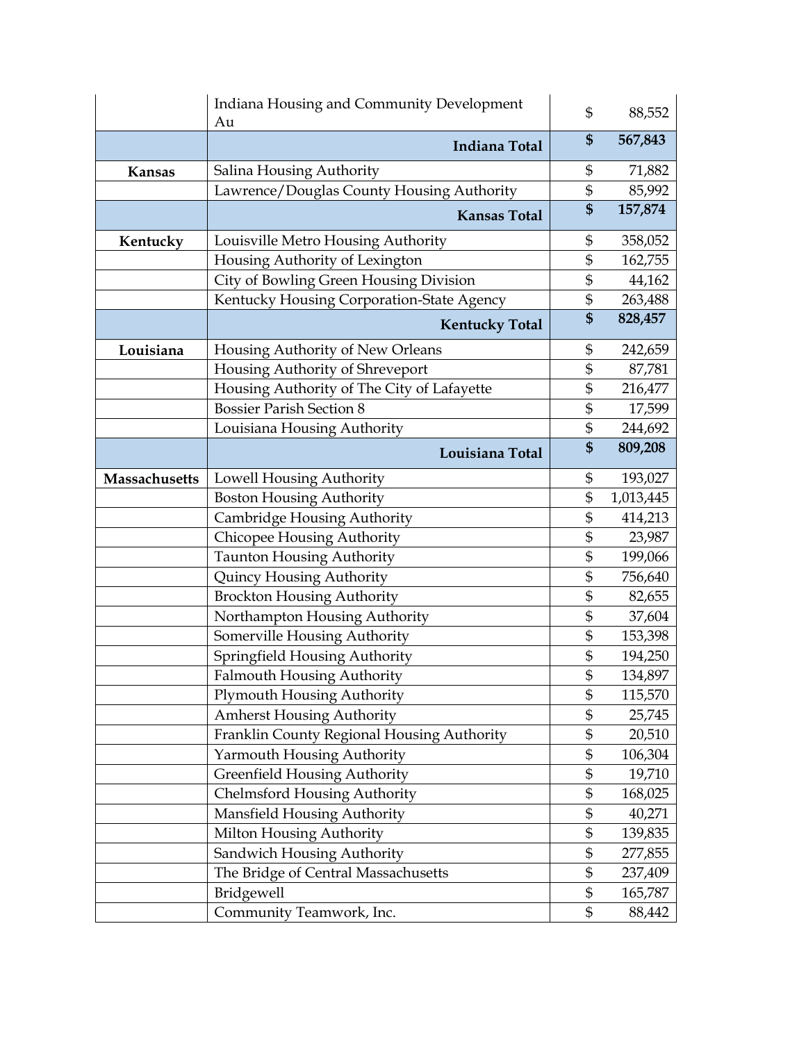| | | | |
|---|---|---|---|
| | Indiana Housing and Community Development Au | $ | 88,552 |
| | **Indiana Total** | **$** | **567,843** |
| **Kansas** | Salina Housing Authority | $ | 71,882 |
| | Lawrence/Douglas County Housing Authority | $ | 85,992 |
| | **Kansas Total** | **$** | **157,874** |
| **Kentucky** | Louisville Metro Housing Authority | $ | 358,052 |
| | Housing Authority of Lexington | $ | 162,755 |
| | City of Bowling Green Housing Division | $ | 44,162 |
| | Kentucky Housing Corporation-State Agency | $ | 263,488 |
| | **Kentucky Total** | **$** | **828,457** |
| **Louisiana** | Housing Authority of New Orleans | $ | 242,659 |
| | Housing Authority of Shreveport | $ | 87,781 |
| | Housing Authority of The City of Lafayette | $ | 216,477 |
| | Bossier Parish Section 8 | $ | 17,599 |
| | Louisiana Housing Authority | $ | 244,692 |
| | **Louisiana Total** | **$** | **809,208** |
| **Massachusetts** | Lowell Housing Authority | $ | 193,027 |
| | Boston Housing Authority | $ | 1,013,445 |
| | Cambridge Housing Authority | $ | 414,213 |
| | Chicopee Housing Authority | $ | 23,987 |
| | Taunton Housing Authority | $ | 199,066 |
| | Quincy Housing Authority | $ | 756,640 |
| | Brockton Housing Authority | $ | 82,655 |
| | Northampton Housing Authority | $ | 37,604 |
| | Somerville Housing Authority | $ | 153,398 |
| | Springfield Housing Authority | $ | 194,250 |
| | Falmouth Housing Authority | $ | 134,897 |
| | Plymouth Housing Authority | $ | 115,570 |
| | Amherst Housing Authority | $ | 25,745 |
| | Franklin County Regional Housing Authority | $ | 20,510 |
| | Yarmouth Housing Authority | $ | 106,304 |
| | Greenfield Housing Authority | $ | 19,710 |
| | Chelmsford Housing Authority | $ | 168,025 |
| | Mansfield Housing Authority | $ | 40,271 |
| | Milton Housing Authority | $ | 139,835 |
| | Sandwich Housing Authority | $ | 277,855 |
| | The Bridge of Central Massachusetts | $ | 237,409 |
| | Bridgewell | $ | 165,787 |
| | Community Teamwork, Inc. | $ | 88,442 |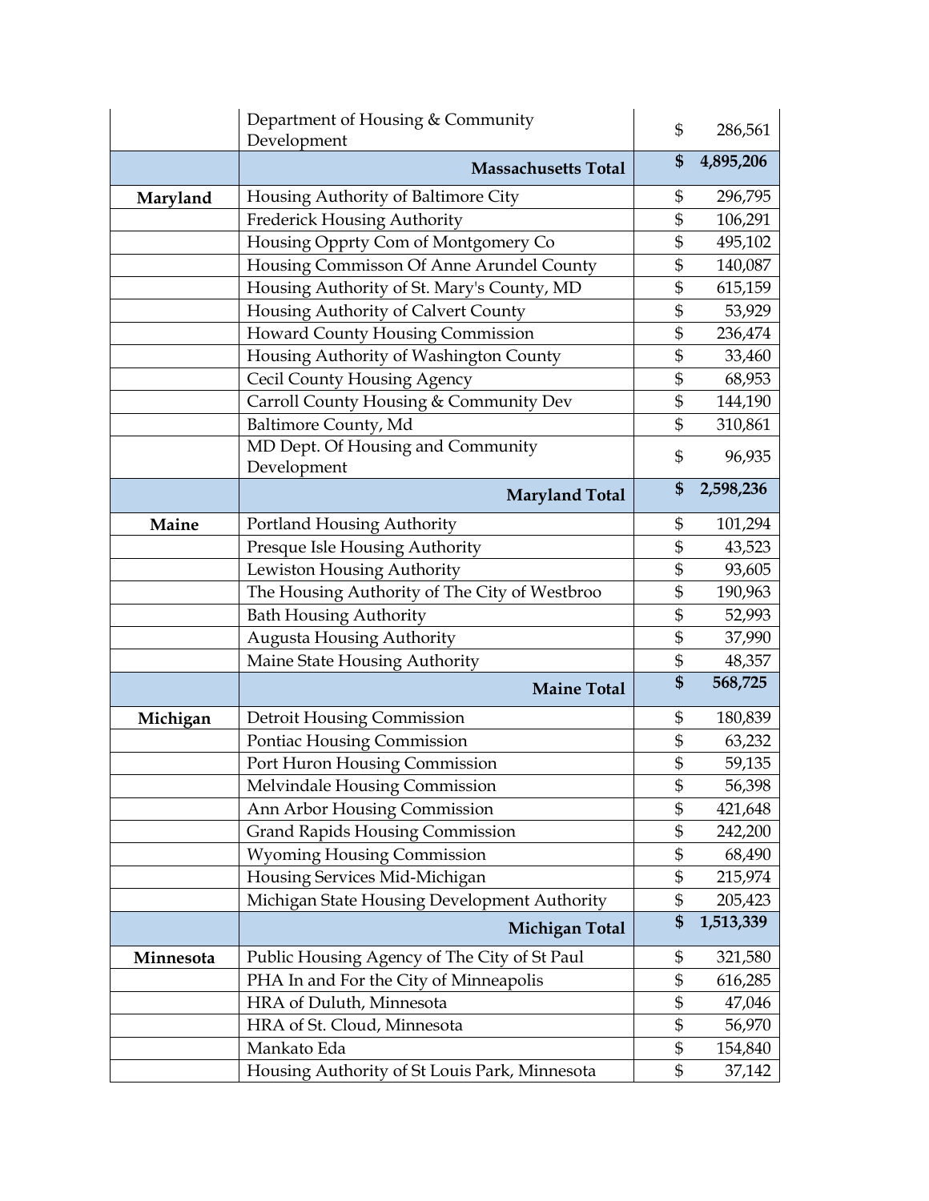| | | | |
|---|---|---|---|
| | Department of Housing & Community Development | $ | 286,561 |
| | **Massachusetts Total** | **$** | **4,895,206** |
| **Maryland** | Housing Authority of Baltimore City | $ | 296,795 |
| | Frederick Housing Authority | $ | 106,291 |
| | Housing Opprty Com of Montgomery Co | $ | 495,102 |
| | Housing Commisson Of Anne Arundel County | $ | 140,087 |
| | Housing Authority of St. Mary's County, MD | $ | 615,159 |
| | Housing Authority of Calvert County | $ | 53,929 |
| | Howard County Housing Commission | $ | 236,474 |
| | Housing Authority of Washington County | $ | 33,460 |
| | Cecil County Housing Agency | $ | 68,953 |
| | Carroll County Housing & Community Dev | $ | 144,190 |
| | Baltimore County, Md | $ | 310,861 |
| | MD Dept. Of Housing and Community Development | $ | 96,935 |
| | **Maryland Total** | **$** | **2,598,236** |
| **Maine** | Portland Housing Authority | $ | 101,294 |
| | Presque Isle Housing Authority | $ | 43,523 |
| | Lewiston Housing Authority | $ | 93,605 |
| | The Housing Authority of The City of Westbroo | $ | 190,963 |
| | Bath Housing Authority | $ | 52,993 |
| | Augusta Housing Authority | $ | 37,990 |
| | Maine State Housing Authority | $ | 48,357 |
| | **Maine Total** | **$** | **568,725** |
| **Michigan** | Detroit Housing Commission | $ | 180,839 |
| | Pontiac Housing Commission | $ | 63,232 |
| | Port Huron Housing Commission | $ | 59,135 |
| | Melvindale Housing Commission | $ | 56,398 |
| | Ann Arbor Housing Commission | $ | 421,648 |
| | Grand Rapids Housing Commission | $ | 242,200 |
| | Wyoming Housing Commission | $ | 68,490 |
| | Housing Services Mid-Michigan | $ | 215,974 |
| | Michigan State Housing Development Authority | $ | 205,423 |
| | **Michigan Total** | **$** | **1,513,339** |
| **Minnesota** | Public Housing Agency of The City of St Paul | $ | 321,580 |
| | PHA In and For the City of Minneapolis | $ | 616,285 |
| | HRA of Duluth, Minnesota | $ | 47,046 |
| | HRA of St. Cloud, Minnesota | $ | 56,970 |
| | Mankato Eda | $ | 154,840 |
| | Housing Authority of St Louis Park, Minnesota | $ | 37,142 |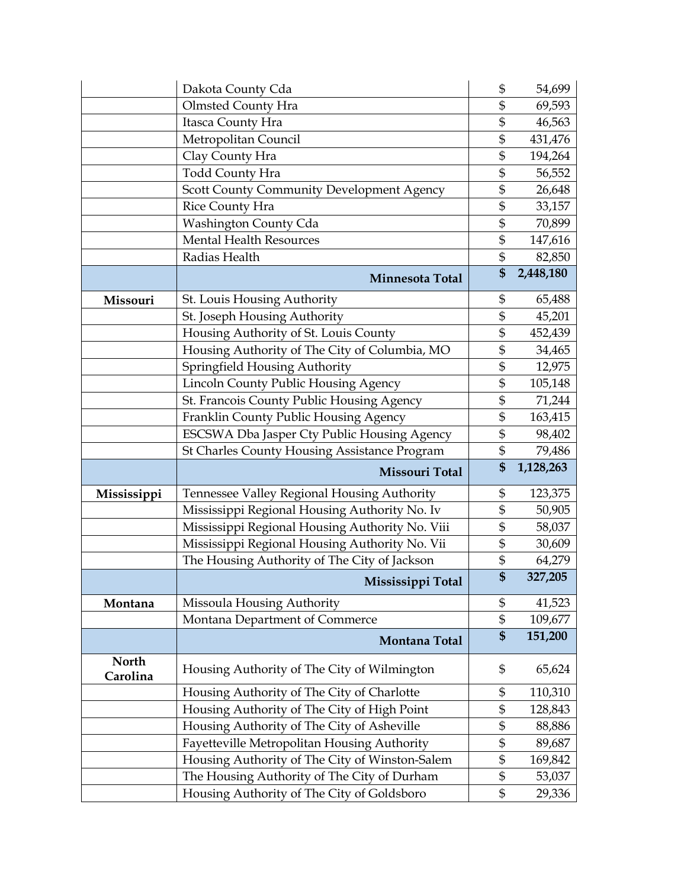| | | | |
|---|---|---|---|
| | Dakota County Cda | $ | 54,699 |
| | Olmsted County Hra | $ | 69,593 |
| | Itasca County Hra | $ | 46,563 |
| | Metropolitan Council | $ | 431,476 |
| | Clay County Hra | $ | 194,264 |
| | Todd County Hra | $ | 56,552 |
| | Scott County Community Development Agency | $ | 26,648 |
| | Rice County Hra | $ | 33,157 |
| | Washington County Cda | $ | 70,899 |
| | Mental Health Resources | $ | 147,616 |
| | Radias Health | $ | 82,850 |
| | **Minnesota Total** | **$** | **2,448,180** |
| **Missouri** | St. Louis Housing Authority | $ | 65,488 |
| | St. Joseph Housing Authority | $ | 45,201 |
| | Housing Authority of St. Louis County | $ | 452,439 |
| | Housing Authority of The City of Columbia, MO | $ | 34,465 |
| | Springfield Housing Authority | $ | 12,975 |
| | Lincoln County Public Housing Agency | $ | 105,148 |
| | St. Francois County Public Housing Agency | $ | 71,244 |
| | Franklin County Public Housing Agency | $ | 163,415 |
| | ESCSWA Dba Jasper Cty Public Housing Agency | $ | 98,402 |
| | St Charles County Housing Assistance Program | $ | 79,486 |
| | **Missouri Total** | **$** | **1,128,263** |
| **Mississippi** | Tennessee Valley Regional Housing Authority | $ | 123,375 |
| | Mississippi Regional Housing Authority No. Iv | $ | 50,905 |
| | Mississippi Regional Housing Authority No. Viii | $ | 58,037 |
| | Mississippi Regional Housing Authority No. Vii | $ | 30,609 |
| | The Housing Authority of The City of Jackson | $ | 64,279 |
| | **Mississippi Total** | **$** | **327,205** |
| **Montana** | Missoula Housing Authority | $ | 41,523 |
| | Montana Department of Commerce | $ | 109,677 |
| | **Montana Total** | **$** | **151,200** |
| **North Carolina** | Housing Authority of The City of Wilmington | $ | 65,624 |
| | Housing Authority of The City of Charlotte | $ | 110,310 |
| | Housing Authority of The City of High Point | $ | 128,843 |
| | Housing Authority of The City of Asheville | $ | 88,886 |
| | Fayetteville Metropolitan Housing Authority | $ | 89,687 |
| | Housing Authority of The City of Winston-Salem | $ | 169,842 |
| | The Housing Authority of The City of Durham | $ | 53,037 |
| | Housing Authority of The City of Goldsboro | $ | 29,336 |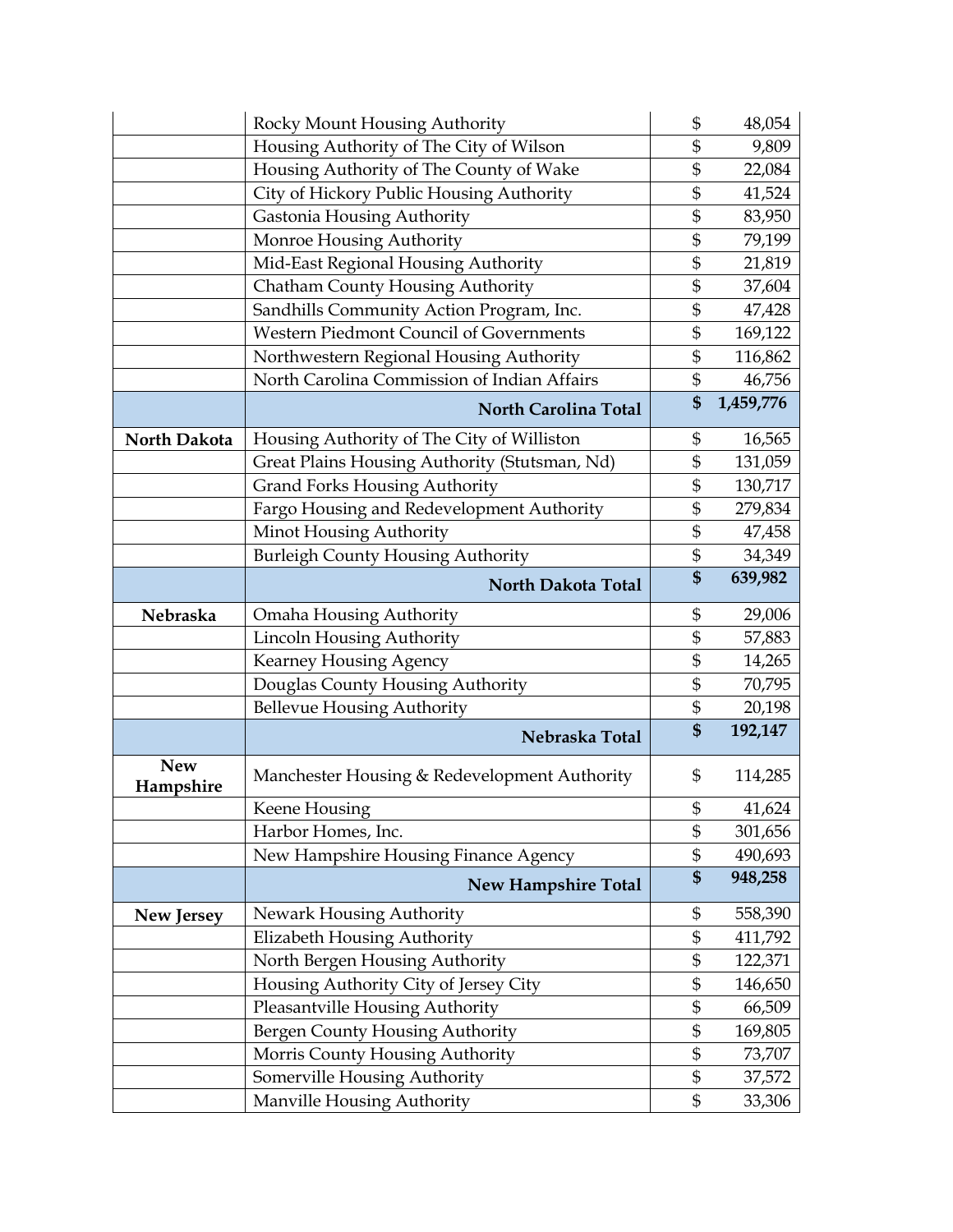| | | | |
|---|---|---|---|
| | Rocky Mount Housing Authority | $ | 48,054 |
| | Housing Authority of The City of Wilson | $ | 9,809 |
| | Housing Authority of The County of Wake | $ | 22,084 |
| | City of Hickory Public Housing Authority | $ | 41,524 |
| | Gastonia Housing Authority | $ | 83,950 |
| | Monroe Housing Authority | $ | 79,199 |
| | Mid-East Regional Housing Authority | $ | 21,819 |
| | Chatham County Housing Authority | $ | 37,604 |
| | Sandhills Community Action Program, Inc. | $ | 47,428 |
| | Western Piedmont Council of Governments | $ | 169,122 |
| | Northwestern Regional Housing Authority | $ | 116,862 |
| | North Carolina Commission of Indian Affairs | $ | 46,756 |
| | **North Carolina Total** | **$** | **1,459,776** |
| **North Dakota** | Housing Authority of The City of Williston | $ | 16,565 |
| | Great Plains Housing Authority (Stutsman, Nd) | $ | 131,059 |
| | Grand Forks Housing Authority | $ | 130,717 |
| | Fargo Housing and Redevelopment Authority | $ | 279,834 |
| | Minot Housing Authority | $ | 47,458 |
| | Burleigh County Housing Authority | $ | 34,349 |
| | **North Dakota Total** | **$** | **639,982** |
| **Nebraska** | Omaha Housing Authority | $ | 29,006 |
| | Lincoln Housing Authority | $ | 57,883 |
| | Kearney Housing Agency | $ | 14,265 |
| | Douglas County Housing Authority | $ | 70,795 |
| | Bellevue Housing Authority | $ | 20,198 |
| | **Nebraska Total** | **$** | **192,147** |
| **New Hampshire** | Manchester Housing & Redevelopment Authority | $ | 114,285 |
| | Keene Housing | $ | 41,624 |
| | Harbor Homes, Inc. | $ | 301,656 |
| | New Hampshire Housing Finance Agency | $ | 490,693 |
| | **New Hampshire Total** | **$** | **948,258** |
| **New Jersey** | Newark Housing Authority | $ | 558,390 |
| | Elizabeth Housing Authority | $ | 411,792 |
| | North Bergen Housing Authority | $ | 122,371 |
| | Housing Authority City of Jersey City | $ | 146,650 |
| | Pleasantville Housing Authority | $ | 66,509 |
| | Bergen County Housing Authority | $ | 169,805 |
| | Morris County Housing Authority | $ | 73,707 |
| | Somerville Housing Authority | $ | 37,572 |
| | Manville Housing Authority | $ | 33,306 |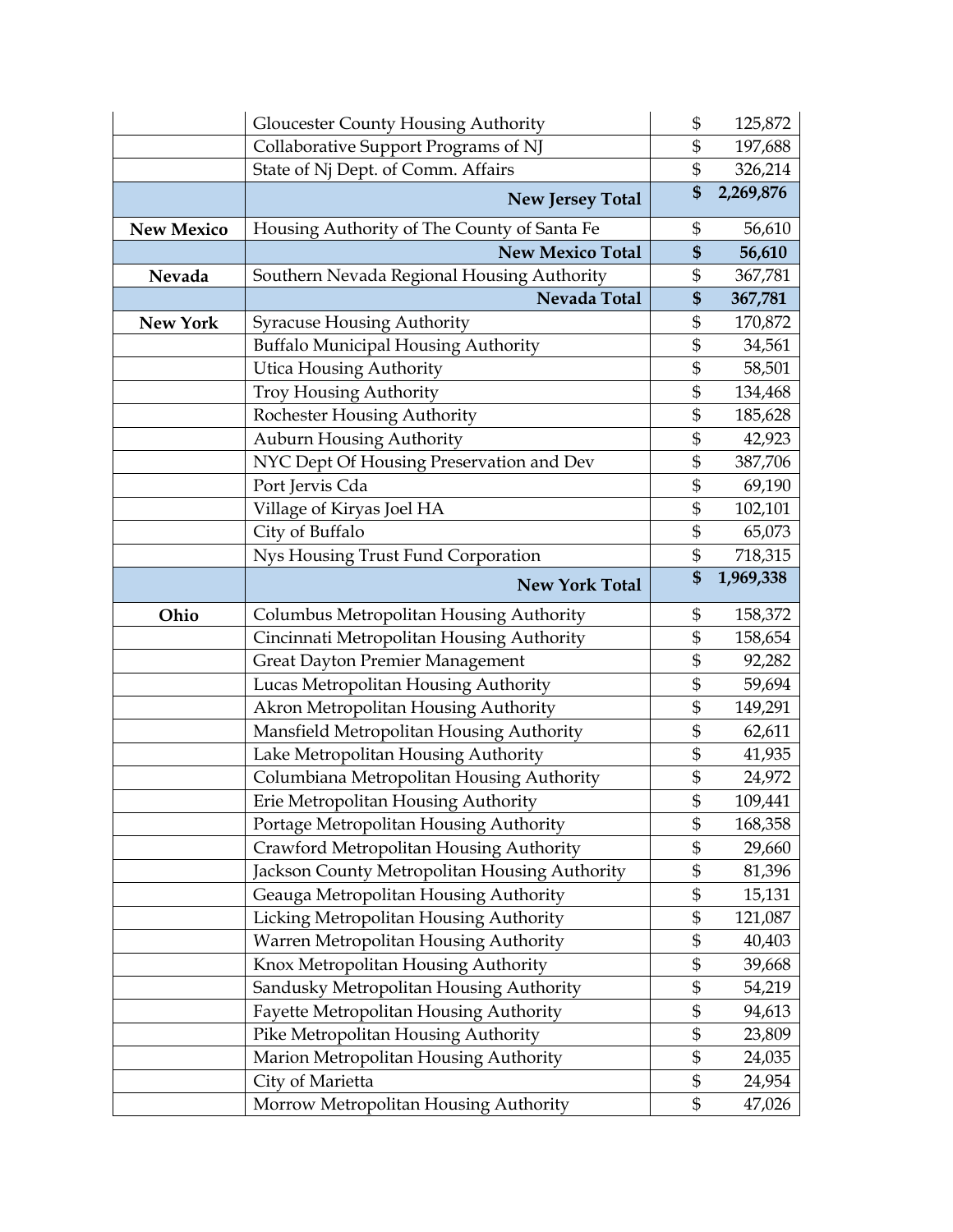| | | | |
|---|---|---|---|
| | Gloucester County Housing Authority | $ | 125,872 |
| | Collaborative Support Programs of NJ | $ | 197,688 |
| | State of Nj Dept. of Comm. Affairs | $ | 326,214 |
| | **New Jersey Total** | **$** | **2,269,876** |
| **New Mexico** | Housing Authority of The County of Santa Fe | $ | 56,610 |
| | **New Mexico Total** | **$** | **56,610** |
| **Nevada** | Southern Nevada Regional Housing Authority | $ | 367,781 |
| | **Nevada Total** | **$** | **367,781** |
| **New York** | Syracuse Housing Authority | $ | 170,872 |
| | Buffalo Municipal Housing Authority | $ | 34,561 |
| | Utica Housing Authority | $ | 58,501 |
| | Troy Housing Authority | $ | 134,468 |
| | Rochester Housing Authority | $ | 185,628 |
| | Auburn Housing Authority | $ | 42,923 |
| | NYC Dept Of Housing Preservation and Dev | $ | 387,706 |
| | Port Jervis Cda | $ | 69,190 |
| | Village of Kiryas Joel HA | $ | 102,101 |
| | City of Buffalo | $ | 65,073 |
| | Nys Housing Trust Fund Corporation | $ | 718,315 |
| | **New York Total** | **$** | **1,969,338** |
| **Ohio** | Columbus Metropolitan Housing Authority | $ | 158,372 |
| | Cincinnati Metropolitan Housing Authority | $ | 158,654 |
| | Great Dayton Premier Management | $ | 92,282 |
| | Lucas Metropolitan Housing Authority | $ | 59,694 |
| | Akron Metropolitan Housing Authority | $ | 149,291 |
| | Mansfield Metropolitan Housing Authority | $ | 62,611 |
| | Lake Metropolitan Housing Authority | $ | 41,935 |
| | Columbiana Metropolitan Housing Authority | $ | 24,972 |
| | Erie Metropolitan Housing Authority | $ | 109,441 |
| | Portage Metropolitan Housing Authority | $ | 168,358 |
| | Crawford Metropolitan Housing Authority | $ | 29,660 |
| | Jackson County Metropolitan Housing Authority | $ | 81,396 |
| | Geauga Metropolitan Housing Authority | $ | 15,131 |
| | Licking Metropolitan Housing Authority | $ | 121,087 |
| | Warren Metropolitan Housing Authority | $ | 40,403 |
| | Knox Metropolitan Housing Authority | $ | 39,668 |
| | Sandusky Metropolitan Housing Authority | $ | 54,219 |
| | Fayette Metropolitan Housing Authority | $ | 94,613 |
| | Pike Metropolitan Housing Authority | $ | 23,809 |
| | Marion Metropolitan Housing Authority | $ | 24,035 |
| | City of Marietta | $ | 24,954 |
| | Morrow Metropolitan Housing Authority | $ | 47,026 |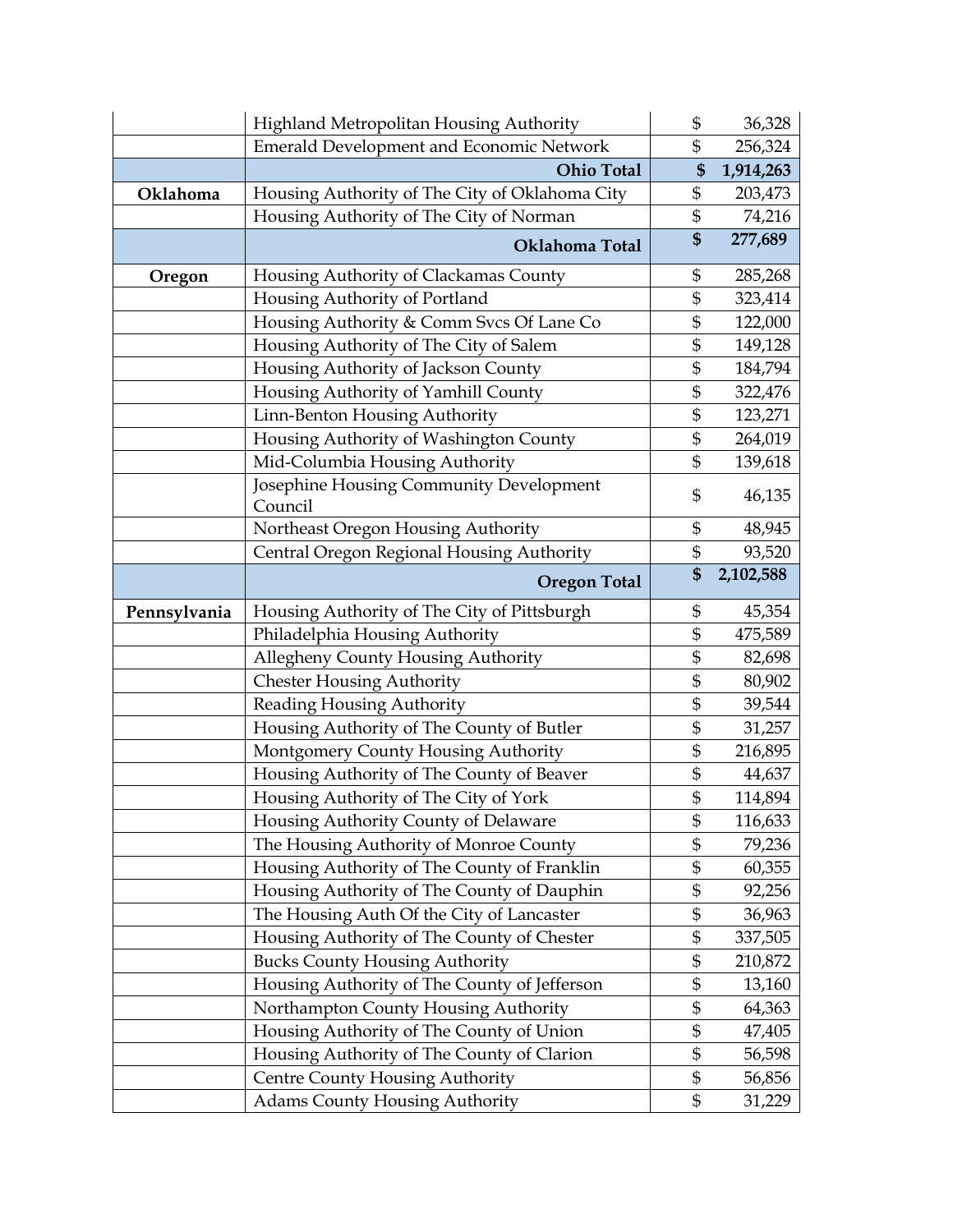| | | | |
|---|---|---|---|
| | Highland Metropolitan Housing Authority | $ | 36,328 |
| | Emerald Development and Economic Network | $ | 256,324 |
| | **Ohio Total** | **$** | **1,914,263** |
| **Oklahoma** | Housing Authority of The City of Oklahoma City | $ | 203,473 |
| | Housing Authority of The City of Norman | $ | 74,216 |
| | **Oklahoma Total** | **$** | **277,689** |
| **Oregon** | Housing Authority of Clackamas County | $ | 285,268 |
| | Housing Authority of Portland | $ | 323,414 |
| | Housing Authority & Comm Svcs Of Lane Co | $ | 122,000 |
| | Housing Authority of The City of Salem | $ | 149,128 |
| | Housing Authority of Jackson County | $ | 184,794 |
| | Housing Authority of Yamhill County | $ | 322,476 |
| | Linn-Benton Housing Authority | $ | 123,271 |
| | Housing Authority of Washington County | $ | 264,019 |
| | Mid-Columbia Housing Authority | $ | 139,618 |
| | Josephine Housing Community Development Council | $ | 46,135 |
| | Northeast Oregon Housing Authority | $ | 48,945 |
| | Central Oregon Regional Housing Authority | $ | 93,520 |
| | **Oregon Total** | **$** | **2,102,588** |
| **Pennsylvania** | Housing Authority of The City of Pittsburgh | $ | 45,354 |
| | Philadelphia Housing Authority | $ | 475,589 |
| | Allegheny County Housing Authority | $ | 82,698 |
| | Chester Housing Authority | $ | 80,902 |
| | Reading Housing Authority | $ | 39,544 |
| | Housing Authority of The County of Butler | $ | 31,257 |
| | Montgomery County Housing Authority | $ | 216,895 |
| | Housing Authority of The County of Beaver | $ | 44,637 |
| | Housing Authority of The City of York | $ | 114,894 |
| | Housing Authority County of Delaware | $ | 116,633 |
| | The Housing Authority of Monroe County | $ | 79,236 |
| | Housing Authority of The County of Franklin | $ | 60,355 |
| | Housing Authority of The County of Dauphin | $ | 92,256 |
| | The Housing Auth Of the City of Lancaster | $ | 36,963 |
| | Housing Authority of The County of Chester | $ | 337,505 |
| | Bucks County Housing Authority | $ | 210,872 |
| | Housing Authority of The County of Jefferson | $ | 13,160 |
| | Northampton County Housing Authority | $ | 64,363 |
| | Housing Authority of The County of Union | $ | 47,405 |
| | Housing Authority of The County of Clarion | $ | 56,598 |
| | Centre County Housing Authority | $ | 56,856 |
| | Adams County Housing Authority | $ | 31,229 |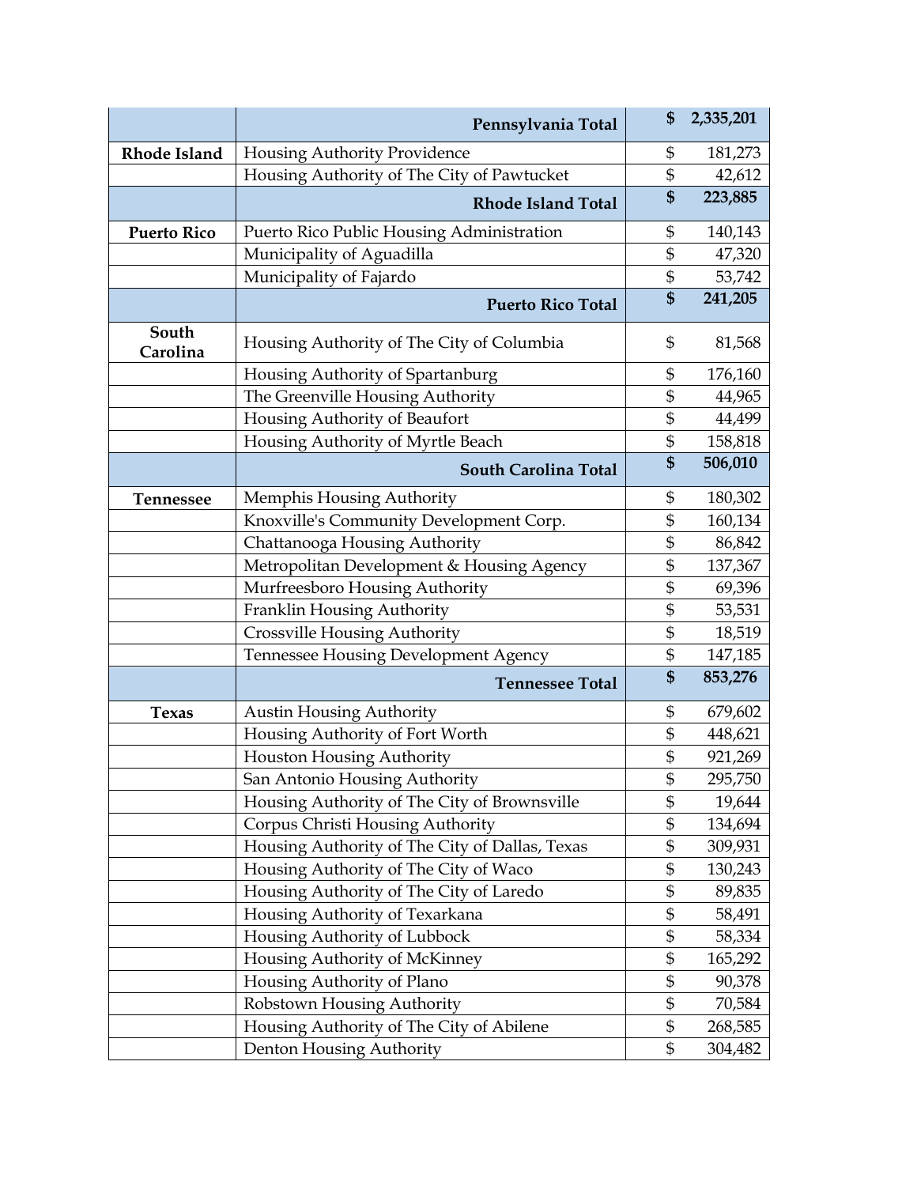| | | | |
|---|---|---|---|
| | **Pennsylvania Total** | **$** | **2,335,201** |
| **Rhode Island** | Housing Authority Providence | $ | 181,273 |
| | Housing Authority of The City of Pawtucket | $ | 42,612 |
| | **Rhode Island Total** | **$** | **223,885** |
| **Puerto Rico** | Puerto Rico Public Housing Administration | $ | 140,143 |
| | Municipality of Aguadilla | $ | 47,320 |
| | Municipality of Fajardo | $ | 53,742 |
| | **Puerto Rico Total** | **$** | **241,205** |
| **South Carolina** | Housing Authority of The City of Columbia | $ | 81,568 |
| | Housing Authority of Spartanburg | $ | 176,160 |
| | The Greenville Housing Authority | $ | 44,965 |
| | Housing Authority of Beaufort | $ | 44,499 |
| | Housing Authority of Myrtle Beach | $ | 158,818 |
| | **South Carolina Total** | **$** | **506,010** |
| **Tennessee** | Memphis Housing Authority | $ | 180,302 |
| | Knoxville's Community Development Corp. | $ | 160,134 |
| | Chattanooga Housing Authority | $ | 86,842 |
| | Metropolitan Development & Housing Agency | $ | 137,367 |
| | Murfreesboro Housing Authority | $ | 69,396 |
| | Franklin Housing Authority | $ | 53,531 |
| | Crossville Housing Authority | $ | 18,519 |
| | Tennessee Housing Development Agency | $ | 147,185 |
| | **Tennessee Total** | **$** | **853,276** |
| **Texas** | Austin Housing Authority | $ | 679,602 |
| | Housing Authority of Fort Worth | $ | 448,621 |
| | Houston Housing Authority | $ | 921,269 |
| | San Antonio Housing Authority | $ | 295,750 |
| | Housing Authority of The City of Brownsville | $ | 19,644 |
| | Corpus Christi Housing Authority | $ | 134,694 |
| | Housing Authority of The City of Dallas, Texas | $ | 309,931 |
| | Housing Authority of The City of Waco | $ | 130,243 |
| | Housing Authority of The City of Laredo | $ | 89,835 |
| | Housing Authority of Texarkana | $ | 58,491 |
| | Housing Authority of Lubbock | $ | 58,334 |
| | Housing Authority of McKinney | $ | 165,292 |
| | Housing Authority of Plano | $ | 90,378 |
| | Robstown Housing Authority | $ | 70,584 |
| | Housing Authority of The City of Abilene | $ | 268,585 |
| | Denton Housing Authority | $ | 304,482 |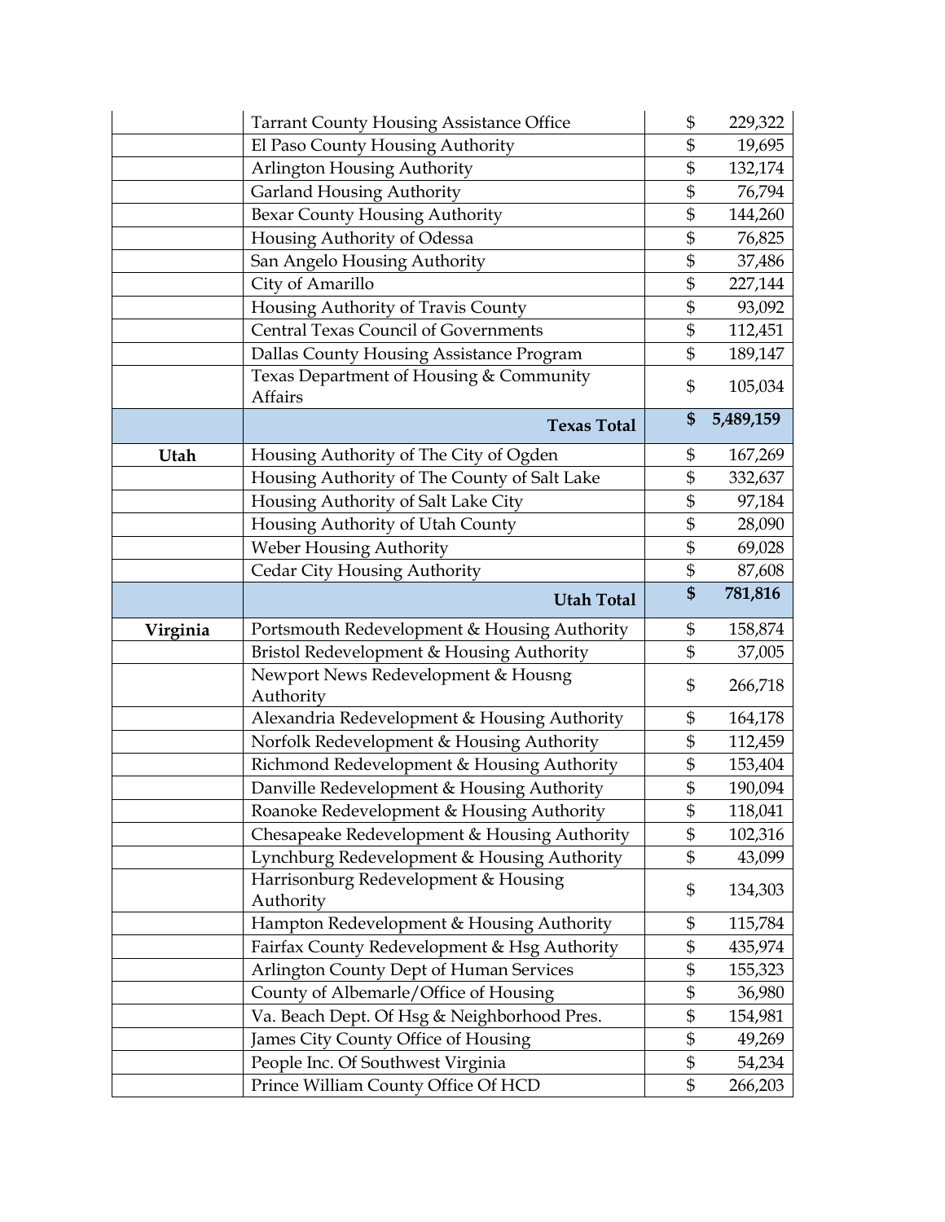| | | |
|---|---|---|
| | Tarrant County Housing Assistance Office | $ 229,322 |
| | El Paso County Housing Authority | $ 19,695 |
| | Arlington Housing Authority | $ 132,174 |
| | Garland Housing Authority | $ 76,794 |
| | Bexar County Housing Authority | $ 144,260 |
| | Housing Authority of Odessa | $ 76,825 |
| | San Angelo Housing Authority | $ 37,486 |
| | City of Amarillo | $ 227,144 |
| | Housing Authority of Travis County | $ 93,092 |
| | Central Texas Council of Governments | $ 112,451 |
| | Dallas County Housing Assistance Program | $ 189,147 |
| | Texas Department of Housing & Community Affairs | $ 105,034 |
| | **Texas Total** | **$ 5,489,159** |
| **Utah** | Housing Authority of The City of Ogden | $ 167,269 |
| | Housing Authority of The County of Salt Lake | $ 332,637 |
| | Housing Authority of Salt Lake City | $ 97,184 |
| | Housing Authority of Utah County | $ 28,090 |
| | Weber Housing Authority | $ 69,028 |
| | Cedar City Housing Authority | $ 87,608 |
| | **Utah Total** | **$ 781,816** |
| **Virginia** | Portsmouth Redevelopment & Housing Authority | $ 158,874 |
| | Bristol Redevelopment & Housing Authority | $ 37,005 |
| | Newport News Redevelopment & Housng Authority | $ 266,718 |
| | Alexandria Redevelopment & Housing Authority | $ 164,178 |
| | Norfolk Redevelopment & Housing Authority | $ 112,459 |
| | Richmond Redevelopment & Housing Authority | $ 153,404 |
| | Danville Redevelopment & Housing Authority | $ 190,094 |
| | Roanoke Redevelopment & Housing Authority | $ 118,041 |
| | Chesapeake Redevelopment & Housing Authority | $ 102,316 |
| | Lynchburg Redevelopment & Housing Authority | $ 43,099 |
| | Harrisonburg Redevelopment & Housing Authority | $ 134,303 |
| | Hampton Redevelopment & Housing Authority | $ 115,784 |
| | Fairfax County Redevelopment & Hsg Authority | $ 435,974 |
| | Arlington County Dept of Human Services | $ 155,323 |
| | County of Albemarle/Office of Housing | $ 36,980 |
| | Va. Beach Dept. Of Hsg & Neighborhood Pres. | $ 154,981 |
| | James City County Office of Housing | $ 49,269 |
| | People Inc. Of Southwest Virginia | $ 54,234 |
| | Prince William County Office Of HCD | $ 266,203 |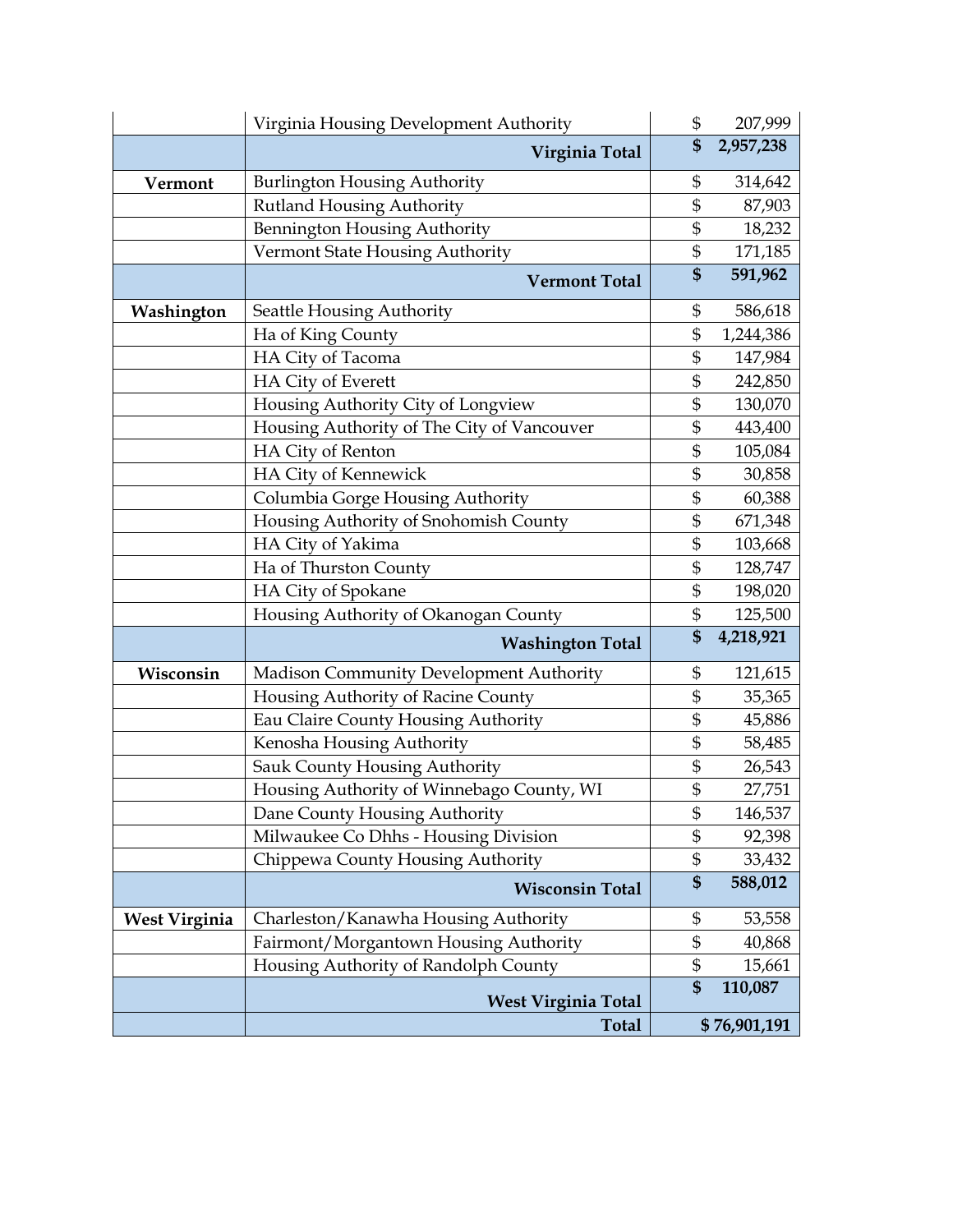| | | | |
|---|---|---|---|
| | Virginia Housing Development Authority | $ | 207,999 |
| | **Virginia Total** | **$** | **2,957,238** |
| **Vermont** | Burlington Housing Authority | $ | 314,642 |
| | Rutland Housing Authority | $ | 87,903 |
| | Bennington Housing Authority | $ | 18,232 |
| | Vermont State Housing Authority | $ | 171,185 |
| | **Vermont Total** | **$** | **591,962** |
| **Washington** | Seattle Housing Authority | $ | 586,618 |
| | Ha of King County | $ | 1,244,386 |
| | HA City of Tacoma | $ | 147,984 |
| | HA City of Everett | $ | 242,850 |
| | Housing Authority City of Longview | $ | 130,070 |
| | Housing Authority of The City of Vancouver | $ | 443,400 |
| | HA City of Renton | $ | 105,084 |
| | HA City of Kennewick | $ | 30,858 |
| | Columbia Gorge Housing Authority | $ | 60,388 |
| | Housing Authority of Snohomish County | $ | 671,348 |
| | HA City of Yakima | $ | 103,668 |
| | Ha of Thurston County | $ | 128,747 |
| | HA City of Spokane | $ | 198,020 |
| | Housing Authority of Okanogan County | $ | 125,500 |
| | **Washington Total** | **$** | **4,218,921** |
| **Wisconsin** | Madison Community Development Authority | $ | 121,615 |
| | Housing Authority of Racine County | $ | 35,365 |
| | Eau Claire County Housing Authority | $ | 45,886 |
| | Kenosha Housing Authority | $ | 58,485 |
| | Sauk County Housing Authority | $ | 26,543 |
| | Housing Authority of Winnebago County, WI | $ | 27,751 |
| | Dane County Housing Authority | $ | 146,537 |
| | Milwaukee Co Dhhs - Housing Division | $ | 92,398 |
| | Chippewa County Housing Authority | $ | 33,432 |
| | **Wisconsin Total** | **$** | **588,012** |
| **West Virginia** | Charleston/Kanawha Housing Authority | $ | 53,558 |
| | Fairmont/Morgantown Housing Authority | $ | 40,868 |
| | Housing Authority of Randolph County | $ | 15,661 |
| | **West Virginia Total** | **$** | **110,087** |
| | **Total** | **$** | **76,901,191** |